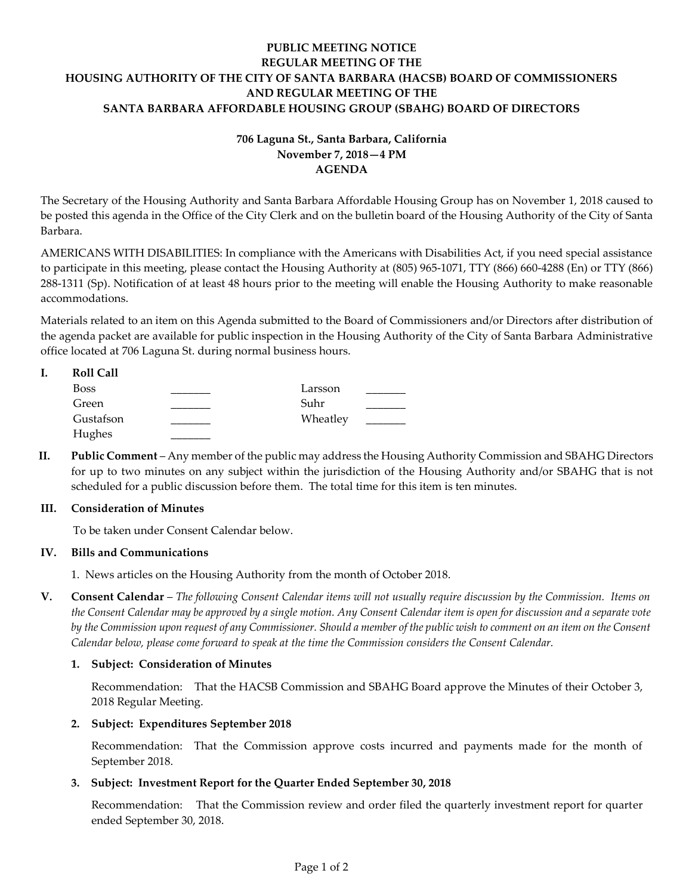**PUBLIC MEETING NOTICE**
**REGULAR MEETING OF THE**
**HOUSING AUTHORITY OF THE CITY OF SANTA BARBARA (HACSB) BOARD OF COMMISSIONERS**
**AND REGULAR MEETING OF THE**
**SANTA BARBARA AFFORDABLE HOUSING GROUP (SBAHG) BOARD OF DIRECTORS**

**706 Laguna St., Santa Barbara, California**
**November 7, 2018—4 PM**
**AGENDA**

The Secretary of the Housing Authority and Santa Barbara Affordable Housing Group has on November 1, 2018 caused to be posted this agenda in the Office of the City Clerk and on the bulletin board of the Housing Authority of the City of Santa Barbara.

AMERICANS WITH DISABILITIES: In compliance with the Americans with Disabilities Act, if you need special assistance to participate in this meeting, please contact the Housing Authority at (805) 965-1071, TTY (866) 660-4288 (En) or TTY (866) 288-1311 (Sp). Notification of at least 48 hours prior to the meeting will enable the Housing Authority to make reasonable accommodations.

Materials related to an item on this Agenda submitted to the Board of Commissioners and/or Directors after distribution of the agenda packet are available for public inspection in the Housing Authority of the City of Santa Barbara Administrative office located at 706 Laguna St. during normal business hours.

**I. Roll Call**

| | | | |
|---|---|---|---|
| Boss | _______ | Larsson | _______ |
| Green | _______ | Suhr | _______ |
| Gustafson | _______ | Wheatley | _______ |
| Hughes | _______ | | |

**II. Public Comment** – Any member of the public may address the Housing Authority Commission and SBAHG Directors for up to two minutes on any subject within the jurisdiction of the Housing Authority and/or SBAHG that is not scheduled for a public discussion before them. The total time for this item is ten minutes.

**III. Consideration of Minutes**

To be taken under Consent Calendar below.

**IV. Bills and Communications**

1. News articles on the Housing Authority from the month of October 2018.

**V. Consent Calendar** – *The following Consent Calendar items will not usually require discussion by the Commission. Items on the Consent Calendar may be approved by a single motion. Any Consent Calendar item is open for discussion and a separate vote by the Commission upon request of any Commissioner. Should a member of the public wish to comment on an item on the Consent Calendar below, please come forward to speak at the time the Commission considers the Consent Calendar.*

**1. Subject: Consideration of Minutes**

Recommendation: That the HACSB Commission and SBAHG Board approve the Minutes of their October 3, 2018 Regular Meeting.

**2. Subject: Expenditures September 2018**

Recommendation: That the Commission approve costs incurred and payments made for the month of September 2018.

**3. Subject: Investment Report for the Quarter Ended September 30, 2018**

Recommendation: That the Commission review and order filed the quarterly investment report for quarter ended September 30, 2018.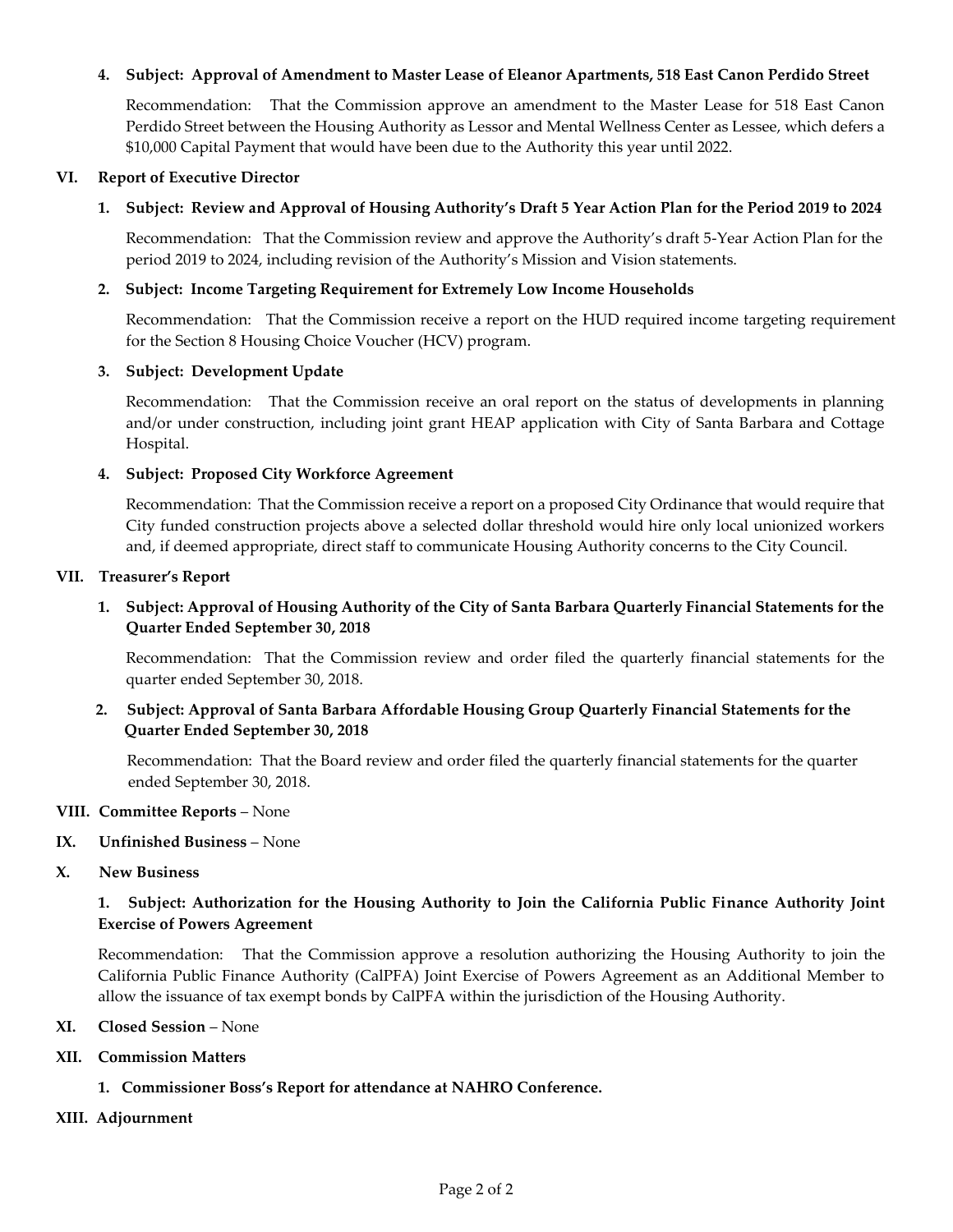**4. Subject: Approval of Amendment to Master Lease of Eleanor Apartments, 518 East Canon Perdido Street**

Recommendation: That the Commission approve an amendment to the Master Lease for 518 East Canon Perdido Street between the Housing Authority as Lessor and Mental Wellness Center as Lessee, which defers a $10,000 Capital Payment that would have been due to the Authority this year until 2022.

**VI. Report of Executive Director**

**1. Subject: Review and Approval of Housing Authority's Draft 5 Year Action Plan for the Period 2019 to 2024**

Recommendation: That the Commission review and approve the Authority's draft 5-Year Action Plan for the period 2019 to 2024, including revision of the Authority's Mission and Vision statements.

**2. Subject: Income Targeting Requirement for Extremely Low Income Households**

Recommendation: That the Commission receive a report on the HUD required income targeting requirement for the Section 8 Housing Choice Voucher (HCV) program.

**3. Subject: Development Update**

Recommendation: That the Commission receive an oral report on the status of developments in planning and/or under construction, including joint grant HEAP application with City of Santa Barbara and Cottage Hospital.

**4. Subject: Proposed City Workforce Agreement**

Recommendation: That the Commission receive a report on a proposed City Ordinance that would require that City funded construction projects above a selected dollar threshold would hire only local unionized workers and, if deemed appropriate, direct staff to communicate Housing Authority concerns to the City Council.

**VII. Treasurer's Report**

**1. Subject: Approval of Housing Authority of the City of Santa Barbara Quarterly Financial Statements for the Quarter Ended September 30, 2018**

Recommendation: That the Commission review and order filed the quarterly financial statements for the quarter ended September 30, 2018.

**2. Subject: Approval of Santa Barbara Affordable Housing Group Quarterly Financial Statements for the Quarter Ended September 30, 2018**

Recommendation: That the Board review and order filed the quarterly financial statements for the quarter ended September 30, 2018.

**VIII. Committee Reports** – None

**IX. Unfinished Business** – None

**X. New Business**

**1. Subject: Authorization for the Housing Authority to Join the California Public Finance Authority Joint Exercise of Powers Agreement**

Recommendation: That the Commission approve a resolution authorizing the Housing Authority to join the California Public Finance Authority (CalPFA) Joint Exercise of Powers Agreement as an Additional Member to allow the issuance of tax exempt bonds by CalPFA within the jurisdiction of the Housing Authority.

**XI. Closed Session** – None

**XII. Commission Matters**

**1. Commissioner Boss's Report for attendance at NAHRO Conference.**

**XIII. Adjournment**